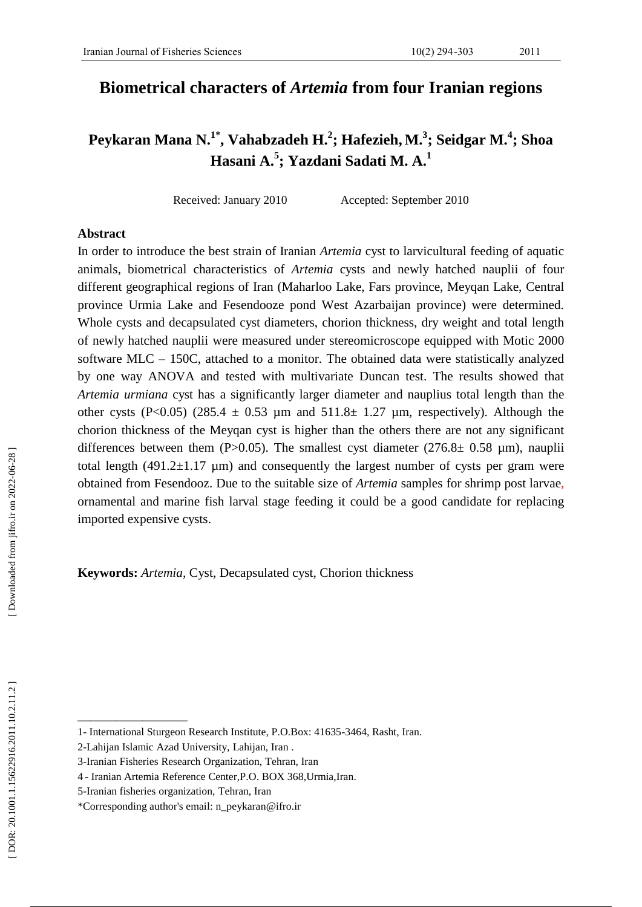# Biometrical characters of *Artemia* from four Iranian regions

**Peykaran Mana N.[1*], Vahabzadeh H.[2]; Hafezieh, M.[3]; Seidgar M.[4]; Shoa Hasani A.[5]; Yazdani Sadati M. A.[1]**

Received: January 2010 Accepted: September 2010

## Abstract

In order to introduce the best strain of Iranian *Artemia* cyst to larvicultural feeding of aquatic animals, biometrical characteristics of *Artemia* cysts and newly hatched nauplii of four different geographical regions of Iran (Maharloo Lake, Fars province, Meyqan Lake, Central province Urmia Lake and Fesendooze pond West Azarbaijan province) were determined. Whole cysts and decapsulated cyst diameters, chorion thickness, dry weight and total length of newly hatched nauplii were measured under stereomicroscope equipped with Motic 2000 software MLC – 150C, attached to a monitor. The obtained data were statistically analyzed by one way ANOVA and tested with multivariate Duncan test. The results showed that *Artemia urmiana* cyst has a significantly larger diameter and nauplius total length than the other cysts ($P<0.05$) ($285.4 \pm 0.53$ µm and $511.8 \pm 1.27$ µm, respectively). Although the chorion thickness of the Meyqan cyst is higher than the others there are not any significant differences between them ($P>0.05$). The smallest cyst diameter ($276.8 \pm 0.58$ µm), nauplii total length ($491.2 \pm 1.17$ µm) and consequently the largest number of cysts per gram were obtained from Fesendooz. Due to the suitable size of *Artemia* samples for shrimp post larvae, ornamental and marine fish larval stage feeding it could be a good candidate for replacing imported expensive cysts.

**Keywords:** *Artemia*, Cyst, Decapsulated cyst, Chorion thickness

---

1- International Sturgeon Research Institute, P.O.Box: 41635-3464, Rasht, Iran.

2-Lahijan Islamic Azad University, Lahijan, Iran .

3-Iranian Fisheries Research Organization, Tehran, Iran

4 - Iranian Artemia Reference Center,P.O. BOX 368,Urmia,Iran.

5-Iranian fisheries organization, Tehran, Iran

*Corresponding author's email: n_peykaran@ifro.ir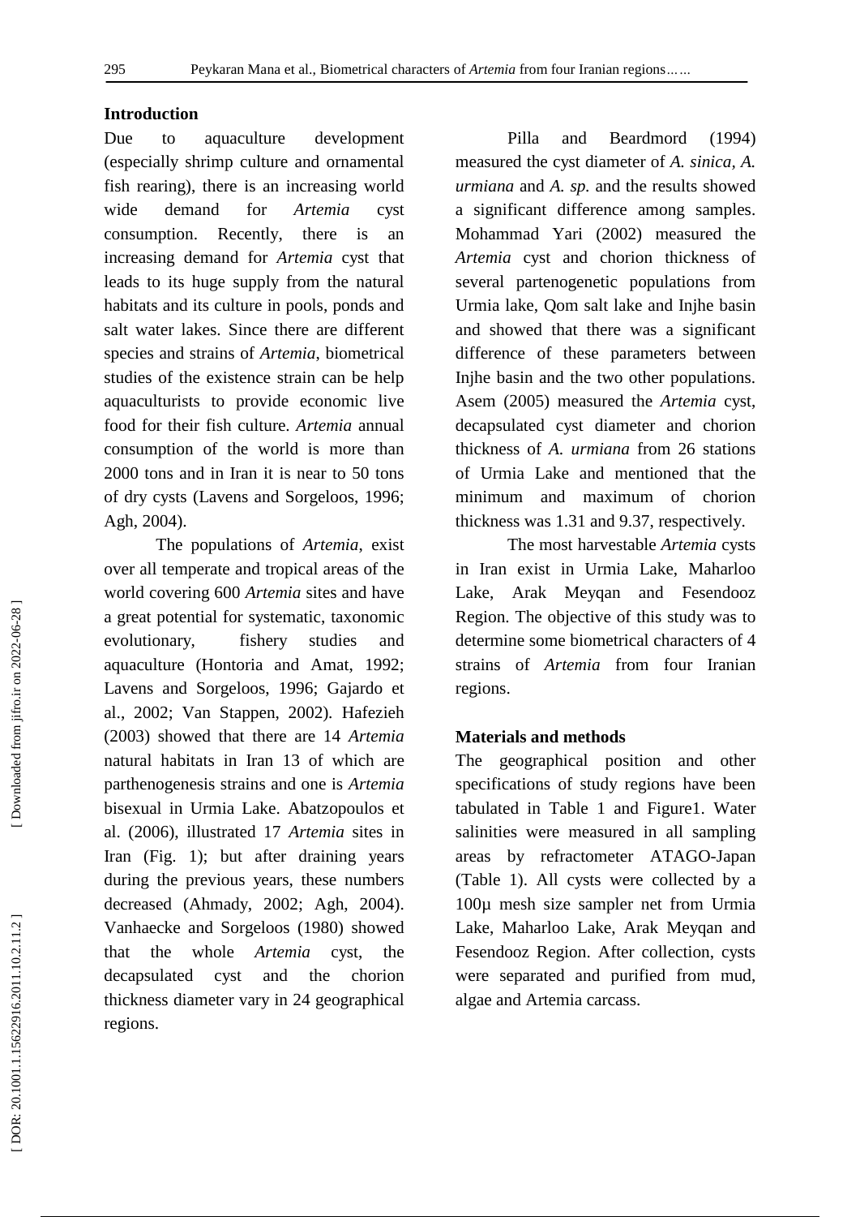## Introduction

Due to aquaculture development (especially shrimp culture and ornamental fish rearing), there is an increasing world wide demand for *Artemia* cyst consumption. Recently, there is an increasing demand for *Artemia* cyst that leads to its huge supply from the natural habitats and its culture in pools, ponds and salt water lakes. Since there are different species and strains of *Artemia*, biometrical studies of the existence strain can be help aquaculturists to provide economic live food for their fish culture. *Artemia* annual consumption of the world is more than 2000 tons and in Iran it is near to 50 tons of dry cysts (Lavens and Sorgeloos, 1996; Agh, 2004).

The populations of *Artemia,* exist over all temperate and tropical areas of the world covering 600 *Artemia* sites and have a great potential for systematic, taxonomic evolutionary, fishery studies and aquaculture (Hontoria and Amat, 1992; Lavens and Sorgeloos, 1996; Gajardo et al., 2002; Van Stappen, 2002). Hafezieh (2003) showed that there are 14 *Artemia* natural habitats in Iran 13 of which are parthenogenesis strains and one is *Artemia* bisexual in Urmia Lake. Abatzopoulos et al. (2006), illustrated 17 *Artemia* sites in Iran (Fig. 1); but after draining years during the previous years, these numbers decreased (Ahmady, 2002; Agh, 2004). Vanhaecke and Sorgeloos (1980) showed that the whole *Artemia* cyst, the decapsulated cyst and the chorion thickness diameter vary in 24 geographical regions.

Pilla and Beardmord (1994) measured the cyst diameter of *A. sinica, A. urmiana* and *A. sp.* and the results showed a significant difference among samples. Mohammad Yari (2002) measured the *Artemia* cyst and chorion thickness of several partenogenetic populations from Urmia lake, Qom salt lake and Injhe basin and showed that there was a significant difference of these parameters between Injhe basin and the two other populations. Asem (2005) measured the *Artemia* cyst, decapsulated cyst diameter and chorion thickness of *A. urmiana* from 26 stations of Urmia Lake and mentioned that the minimum and maximum of chorion thickness was 1.31 and 9.37, respectively.

The most harvestable *Artemia* cysts in Iran exist in Urmia Lake, Maharloo Lake, Arak Meyqan and Fesendooz Region. The objective of this study was to determine some biometrical characters of 4 strains of *Artemia* from four Iranian regions.

## Materials and methods

The geographical position and other specifications of study regions have been tabulated in Table 1 and Figure1. Water salinities were measured in all sampling areas by refractometer ATAGO-Japan (Table 1). All cysts were collected by a 100µ mesh size sampler net from Urmia Lake, Maharloo Lake, Arak Meyqan and Fesendooz Region. After collection, cysts were separated and purified from mud, algae and Artemia carcass.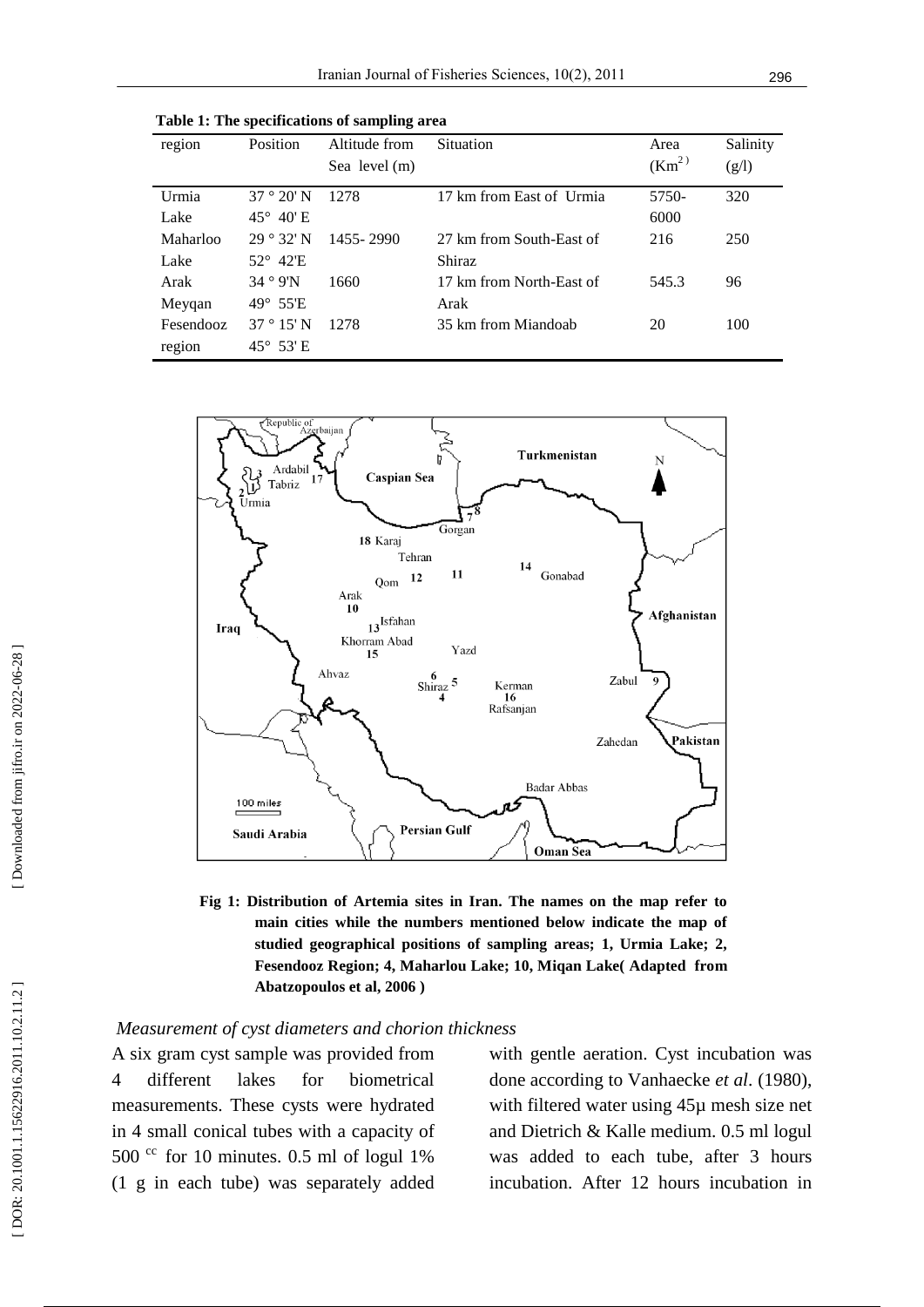**Table 1: The specifications of sampling area**

| region | Position | Altitude from Sea level (m) | Situation | Area ($Km^2$) | Salinity (g/l) |
|---|---|---|---|---|---|
| Urmia Lake | 37 ° 20' N 45° 40' E | 1278 | 17 km from East of Urmia | 5750-6000 | 320 |
| Maharloo Lake | 29 ° 32' N 52° 42'E | 1455- 2990 | 27 km from South-East of Shiraz | 216 | 250 |
| Arak Meyqan | 34 ° 9'N 49° 55'E | 1660 | 17 km from North-East of Arak | 545.3 | 96 |
| Fesendooz region | 37 ° 15' N 45° 53' E | 1278 | 35 km from Miandoab | 20 | 100 |

**Fig 1: Distribution of Artemia sites in Iran. The names on the map refer to main cities while the numbers mentioned below indicate the map of studied geographical positions of sampling areas; 1, Urmia Lake; 2, Fesendooz Region; 4, Maharlou Lake; 10, Miqan Lake( Adapted from Abatzopoulos et al, 2006 )**

*Measurement of cyst diameters and chorion thickness*

A six gram cyst sample was provided from 4 different lakes for biometrical measurements. These cysts were hydrated in 4 small conical tubes with a capacity of 500 $^{cc}$ for 10 minutes. 0.5 ml of logul 1% (1 g in each tube) was separately added with gentle aeration. Cyst incubation was done according to Vanhaecke *et al*. (1980), with filtered water using 45µ mesh size net and Dietrich & Kalle medium. 0.5 ml logul was added to each tube, after 3 hours incubation. After 12 hours incubation in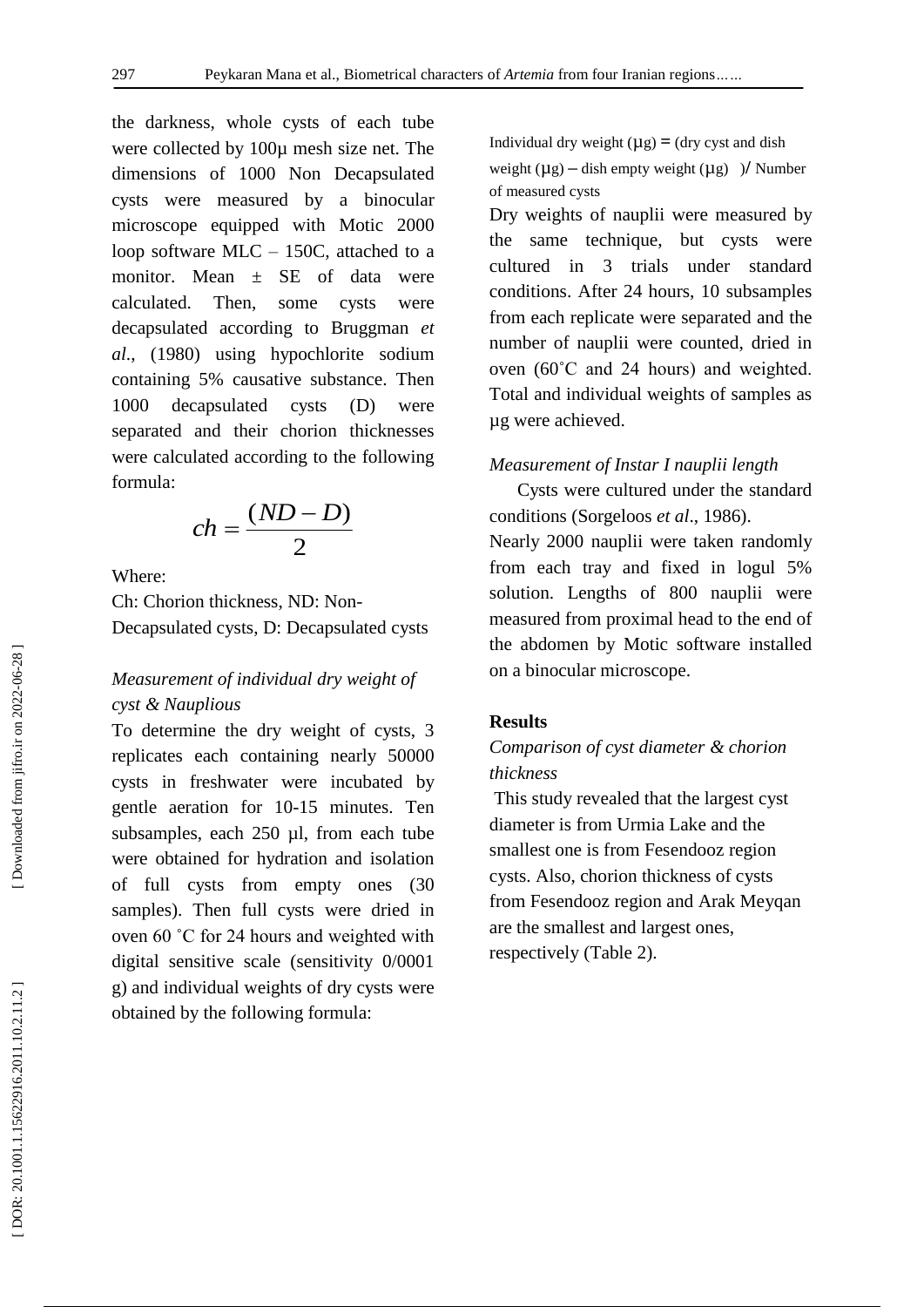the darkness, whole cysts of each tube were collected by 100µ mesh size net. The dimensions of 1000 Non Decapsulated cysts were measured by a binocular microscope equipped with Motic 2000 loop software MLC – 150C, attached to a monitor. Mean ± SE of data were calculated. Then, some cysts were decapsulated according to Bruggman *et al*., (1980) using hypochlorite sodium containing 5% causative substance. Then 1000 decapsulated cysts (D) were separated and their chorion thicknesses were calculated according to the following formula:

$$ch = \frac{(ND - D)}{2}$$

Where:

Ch: Chorion thickness, ND: Non-Decapsulated cysts, D: Decapsulated cysts

*Measurement of individual dry weight of cyst & Nauplious*

To determine the dry weight of cysts, 3 replicates each containing nearly 50000 cysts in freshwater were incubated by gentle aeration for 10-15 minutes. Ten subsamples, each 250 µl, from each tube were obtained for hydration and isolation of full cysts from empty ones (30 samples). Then full cysts were dried in oven 60 ˚C for 24 hours and weighted with digital sensitive scale (sensitivity 0/0001 g) and individual weights of dry cysts were obtained by the following formula:

Individual dry weight (µg) = (dry cyst and dish weight (µg) – dish empty weight (µg) )/ Number of measured cysts

Dry weights of nauplii were measured by the same technique, but cysts were cultured in 3 trials under standard conditions. After 24 hours, 10 subsamples from each replicate were separated and the number of nauplii were counted, dried in oven (60˚C and 24 hours) and weighted. Total and individual weights of samples as µg were achieved.

*Measurement of Instar I nauplii length*

Cysts were cultured under the standard conditions (Sorgeloos *et al*., 1986).

Nearly 2000 nauplii were taken randomly from each tray and fixed in logul 5% solution. Lengths of 800 nauplii were measured from proximal head to the end of the abdomen by Motic software installed on a binocular microscope.

## Results

*Comparison of cyst diameter & chorion thickness*

This study revealed that the largest cyst diameter is from Urmia Lake and the smallest one is from Fesendooz region cysts. Also, chorion thickness of cysts from Fesendooz region and Arak Meyqan are the smallest and largest ones, respectively (Table 2).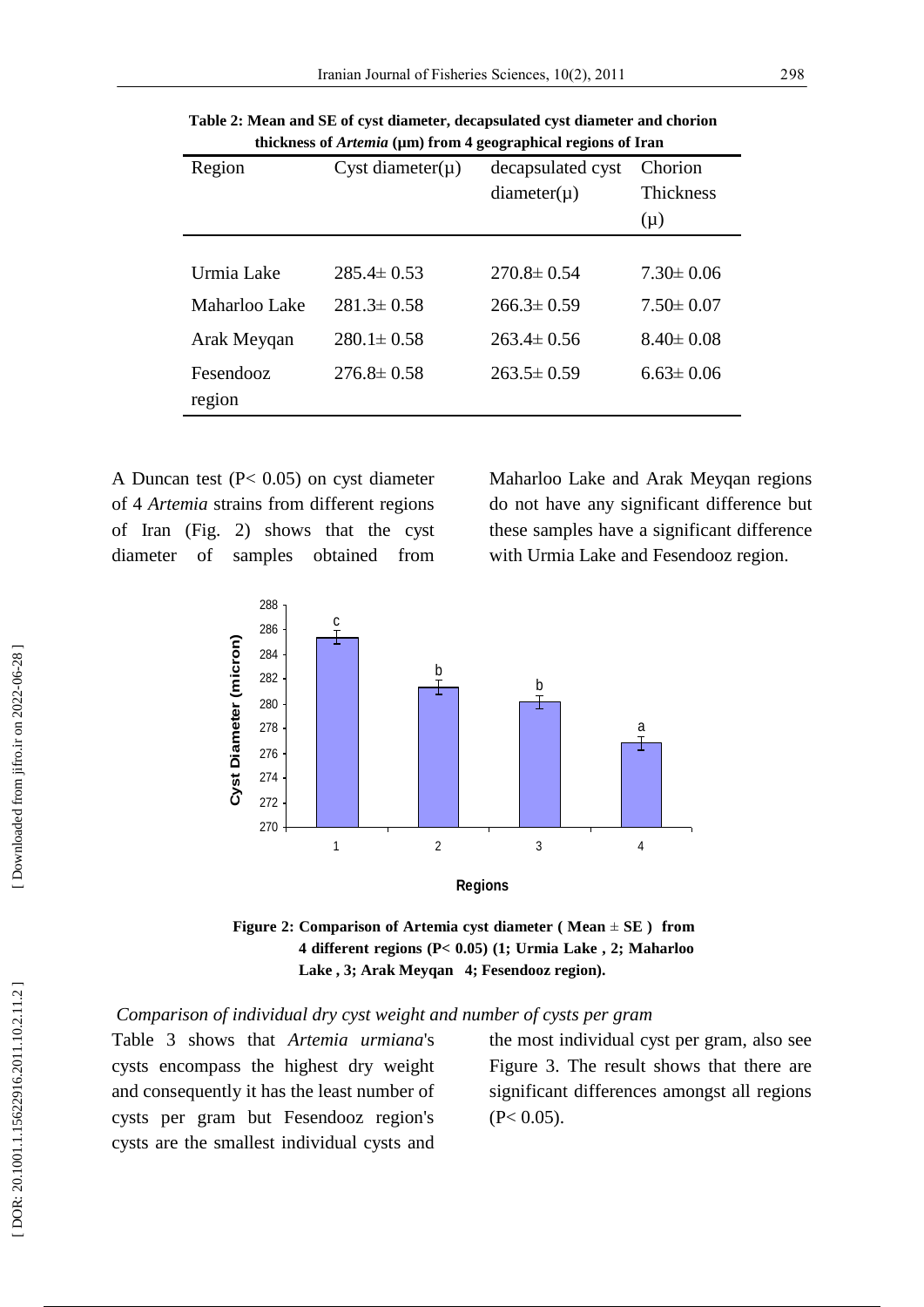**Table 2: Mean and SE of cyst diameter, decapsulated cyst diameter and chorion thickness of *Artemia* (µm) from 4 geographical regions of Iran**

| Region | Cyst diameter(µ) | decapsulated cyst diameter(µ) | Chorion Thickness (µ) |
|---|---|---|---|
| Urmia Lake | 285.4± 0.53 | 270.8± 0.54 | 7.30± 0.06 |
| Maharloo Lake | 281.3± 0.58 | 266.3± 0.59 | 7.50± 0.07 |
| Arak Meyqan | 280.1± 0.58 | 263.4± 0.56 | 8.40± 0.08 |
| Fesendooz region | 276.8± 0.58 | 263.5± 0.59 | 6.63± 0.06 |

A Duncan test ($P < 0.05$) on cyst diameter of 4 *Artemia* strains from different regions of Iran (Fig. 2) shows that the cyst diameter of samples obtained from Maharloo Lake and Arak Meyqan regions do not have any significant difference but these samples have a significant difference with Urmia Lake and Fesendooz region.

**Figure 2: Comparison of Artemia cyst diameter ( Mean ± SE ) from 4 different regions ($P < 0.05$) (1; Urmia Lake , 2; Maharloo Lake , 3; Arak Meyqan 4; Fesendooz region).**

*Comparison of individual dry cyst weight and number of cysts per gram*

Table 3 shows that *Artemia urmiana*'s cysts encompass the highest dry weight and consequently it has the least number of cysts per gram but Fesendooz region's cysts are the smallest individual cysts and the most individual cyst per gram, also see Figure 3. The result shows that there are significant differences amongst all regions ($P < 0.05$).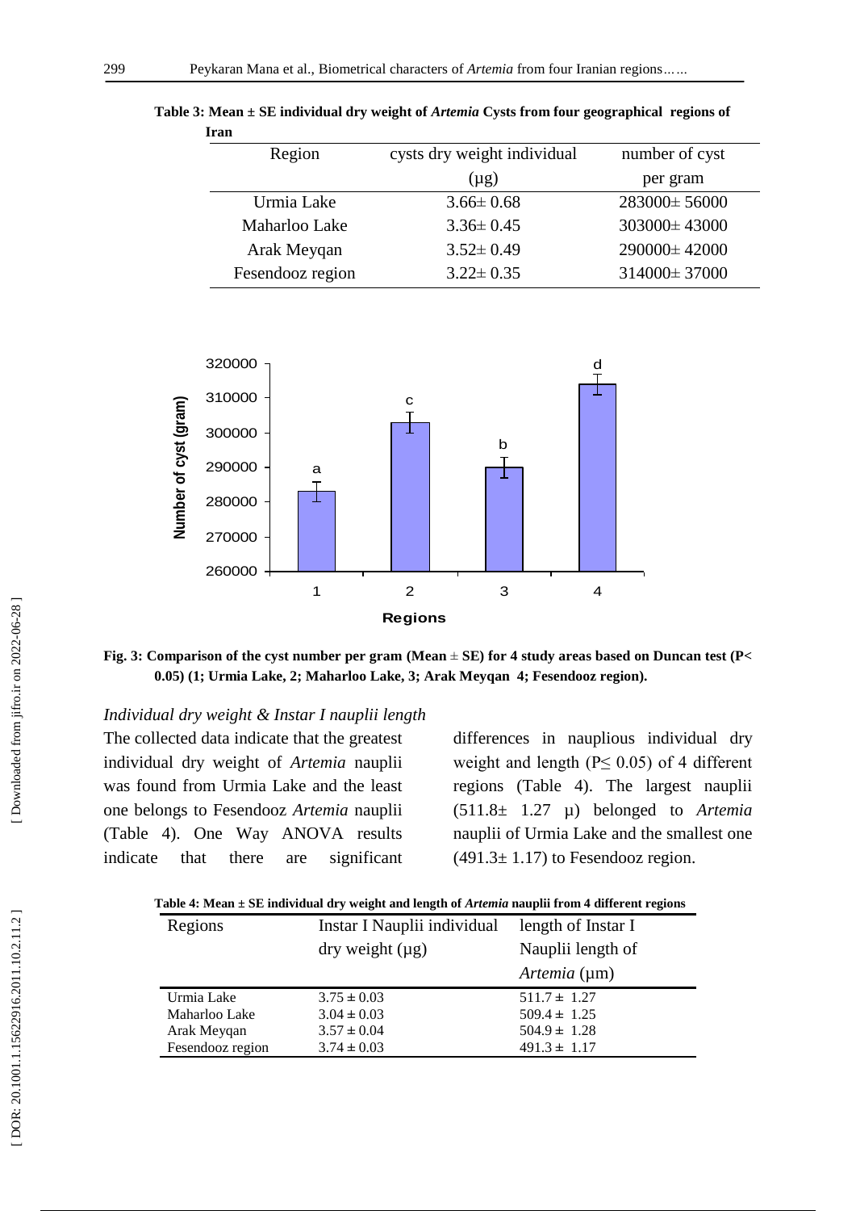**Table 3: Mean ± SE individual dry weight of *Artemia* Cysts from four geographical regions of Iran**

| Region | cysts dry weight individual (μg) | number of cyst per gram |
|---|---|---|
| Urmia Lake | 3.66± 0.68 | 283000± 56000 |
| Maharloo Lake | 3.36± 0.45 | 303000± 43000 |
| Arak Meyqan | 3.52± 0.49 | 290000± 42000 |
| Fesendooz region | 3.22± 0.35 | 314000± 37000 |

**Fig. 3: Comparison of the cyst number per gram (Mean ± SE) for 4 study areas based on Duncan test (P< 0.05) (1; Urmia Lake, 2; Maharloo Lake, 3; Arak Meyqan 4; Fesendooz region).**

*Individual dry weight & Instar I nauplii length*

The collected data indicate that the greatest individual dry weight of *Artemia* nauplii was found from Urmia Lake and the least one belongs to Fesendooz *Artemia* nauplii (Table 4). One Way ANOVA results indicate that there are significant differences in nauplious individual dry weight and length ($P \leq 0.05$) of 4 different regions (Table 4). The largest nauplii (511.8± 1.27 μ) belonged to *Artemia* nauplii of Urmia Lake and the smallest one (491.3± 1.17) to Fesendooz region.

**Table 4: Mean ± SE individual dry weight and length of *Artemia* nauplii from 4 different regions**

| Regions | Instar I Nauplii individual dry weight (μg) | length of Instar I Nauplii length of *Artemia* (μm) |
|---|---|---|
| Urmia Lake | 3.75 ± 0.03 | 511.7 ± 1.27 |
| Maharloo Lake | 3.04 ± 0.03 | 509.4 ± 1.25 |
| Arak Meyqan | 3.57 ± 0.04 | 504.9 ± 1.28 |
| Fesendooz region | 3.74 ± 0.03 | 491.3 ± 1.17 |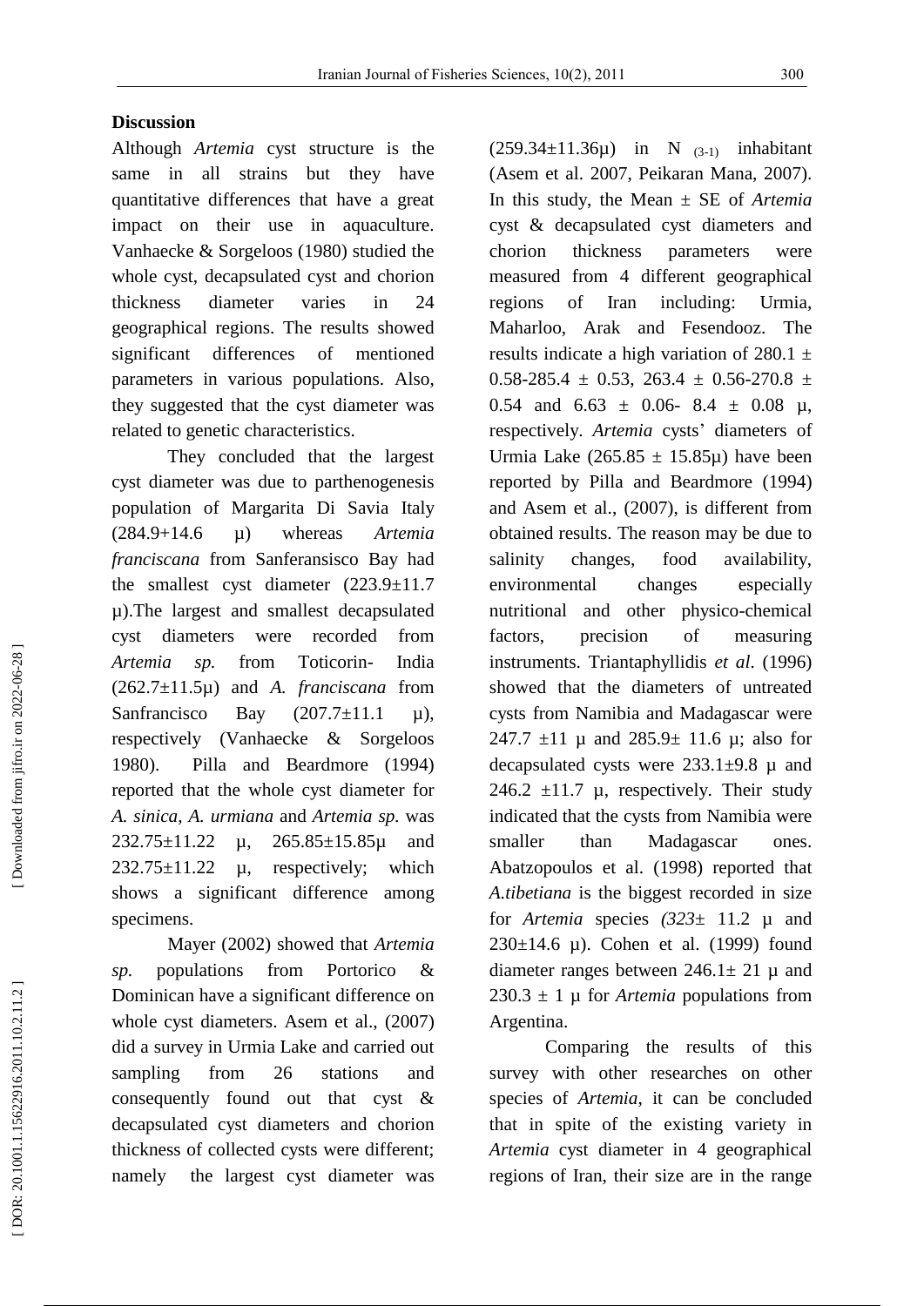## Discussion

Although *Artemia* cyst structure is the same in all strains but they have quantitative differences that have a great impact on their use in aquaculture. Vanhaecke & Sorgeloos (1980) studied the whole cyst, decapsulated cyst and chorion thickness diameter varies in 24 geographical regions. The results showed significant differences of mentioned parameters in various populations. Also, they suggested that the cyst diameter was related to genetic characteristics.

They concluded that the largest cyst diameter was due to parthenogenesis population of Margarita Di Savia Italy (284.9+14.6 µ) whereas *Artemia franciscana* from Sanferansisco Bay had the smallest cyst diameter (223.9±11.7 µ).The largest and smallest decapsulated cyst diameters were recorded from *Artemia sp.* from Toticorin- India (262.7±11.5µ) and *A. franciscana* from Sanfrancisco Bay (207.7±11.1 µ), respectively (Vanhaecke & Sorgeloos 1980). Pilla and Beardmore (1994) reported that the whole cyst diameter for *A. sinica, A. urmiana* and *Artemia sp.* was 232.75±11.22 µ, 265.85±15.85µ and 232.75±11.22 µ, respectively; which shows a significant difference among specimens.

Mayer (2002) showed that *Artemia sp.* populations from Portorico & Dominican have a significant difference on whole cyst diameters. Asem et al., (2007) did a survey in Urmia Lake and carried out sampling from 26 stations and consequently found out that cyst & decapsulated cyst diameters and chorion thickness of collected cysts were different; namely the largest cyst diameter was (259.34±11.36µ) in $N_{(3-1)}$ inhabitant (Asem et al. 2007, Peikaran Mana, 2007). In this study, the Mean ± SE of *Artemia* cyst & decapsulated cyst diameters and chorion thickness parameters were measured from 4 different geographical regions of Iran including: Urmia, Maharloo, Arak and Fesendooz. The results indicate a high variation of 280.1 ± 0.58-285.4 ± 0.53, 263.4 ± 0.56-270.8 ± 0.54 and 6.63 ± 0.06- 8.4 ± 0.08 µ, respectively. *Artemia* cysts' diameters of Urmia Lake (265.85 ± 15.85µ) have been reported by Pilla and Beardmore (1994) and Asem et al., (2007), is different from obtained results. The reason may be due to salinity changes, food availability, environmental changes especially nutritional and other physico-chemical factors, precision of measuring instruments. Triantaphyllidis *et al*. (1996) showed that the diameters of untreated cysts from Namibia and Madagascar were 247.7 ±11 µ and 285.9± 11.6 µ; also for decapsulated cysts were 233.1±9.8 µ and 246.2 ±11.7 µ, respectively. Their study indicated that the cysts from Namibia were smaller than Madagascar ones. Abatzopoulos et al. (1998) reported that *A.tibetiana* is the biggest recorded in size for *Artemia* species *(323*± 11.2 µ and 230±14.6 µ). Cohen et al. (1999) found diameter ranges between 246.1± 21 µ and 230.3 ± 1 µ for *Artemia* populations from Argentina.

Comparing the results of this survey with other researches on other species of *Artemia*, it can be concluded that in spite of the existing variety in *Artemia* cyst diameter in 4 geographical regions of Iran, their size are in the range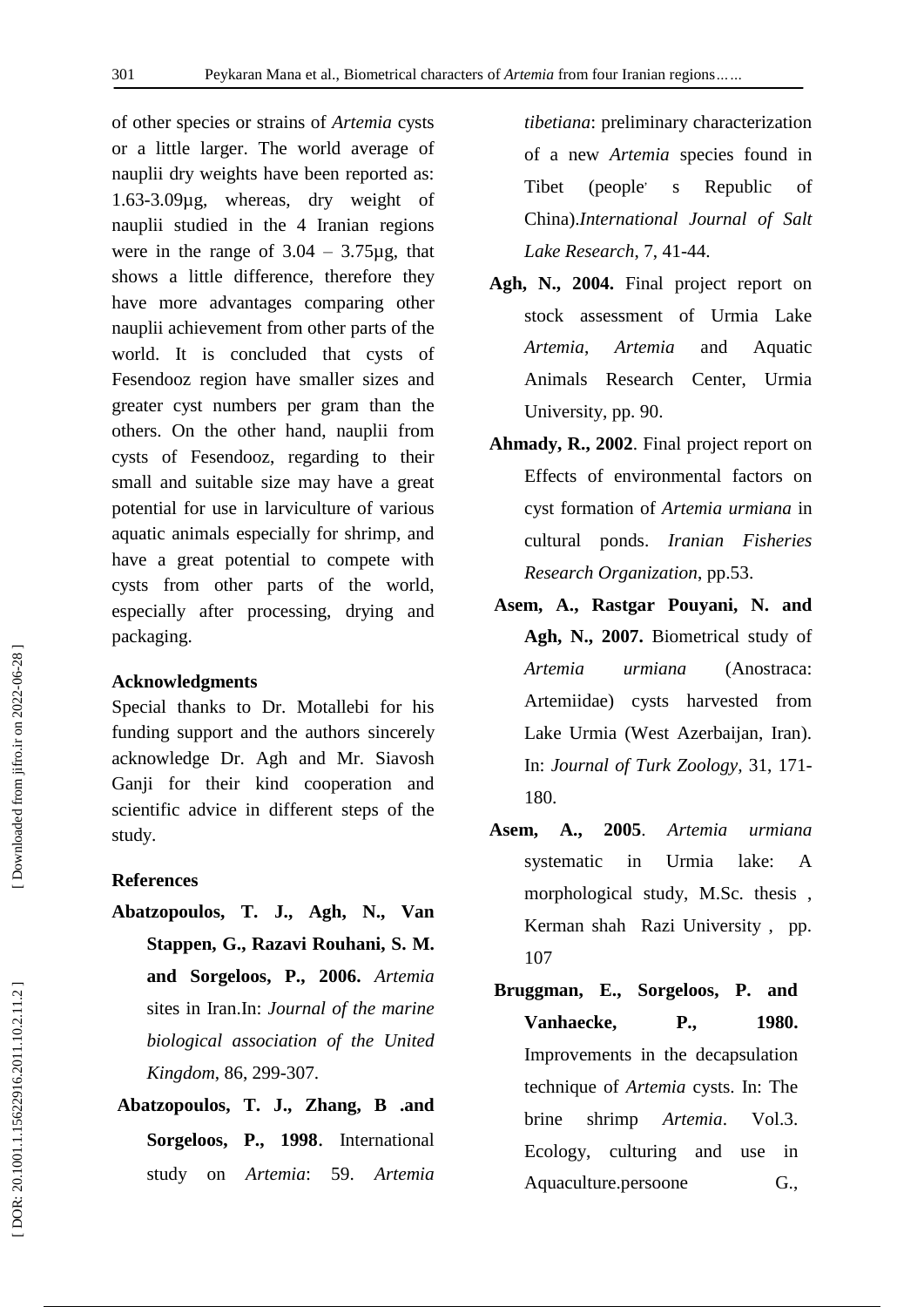of other species or strains of *Artemia* cysts or a little larger. The world average of nauplii dry weights have been reported as: 1.63-3.09µg, whereas, dry weight of nauplii studied in the 4 Iranian regions were in the range of 3.04 – 3.75µg, that shows a little difference, therefore they have more advantages comparing other nauplii achievement from other parts of the world. It is concluded that cysts of Fesendooz region have smaller sizes and greater cyst numbers per gram than the others. On the other hand, nauplii from cysts of Fesendooz, regarding to their small and suitable size may have a great potential for use in larviculture of various aquatic animals especially for shrimp, and have a great potential to compete with cysts from other parts of the world, especially after processing, drying and packaging.

## Acknowledgments

Special thanks to Dr. Motallebi for his funding support and the authors sincerely acknowledge Dr. Agh and Mr. Siavosh Ganji for their kind cooperation and scientific advice in different steps of the study.

## References

**Abatzopoulos, T. J., Agh, N., Van Stappen, G., Razavi Rouhani, S. M. and Sorgeloos, P., 2006.** *Artemia* sites in Iran.In: *Journal of the marine biological association of the United Kingdom*, 86, 299-307.

**Abatzopoulos, T. J., Zhang, B .and Sorgeloos, P., 1998**. International study on *Artemia*: 59. *Artemia tibetiana*: preliminary characterization of a new *Artemia* species found in Tibet (people' s Republic of China).*International Journal of Salt Lake Research*, 7, 41-44.

**Agh, N., 2004.** Final project report on stock assessment of Urmia Lake *Artemia*, *Artemia* and Aquatic Animals Research Center, Urmia University, pp. 90.

**Ahmady, R., 2002**. Final project report on Effects of environmental factors on cyst formation of *Artemia urmiana* in cultural ponds. *Iranian Fisheries Research Organization*, pp.53.

**Asem, A., Rastgar Pouyani, N. and Agh, N., 2007.** Biometrical study of *Artemia urmiana* (Anostraca: Artemiidae) cysts harvested from Lake Urmia (West Azerbaijan, Iran). In: *Journal of Turk Zoology*, 31, 171-180.

**Asem, A., 2005**. *Artemia urmiana* systematic in Urmia lake: A morphological study, M.Sc. thesis , Kerman shah Razi University , pp. 107

**Bruggman, E., Sorgeloos, P. and Vanhaecke, P., 1980.** Improvements in the decapsulation technique of *Artemia* cysts. In: The brine shrimp *Artemia*. Vol.3. Ecology, culturing and use in Aquaculture.persoone G.,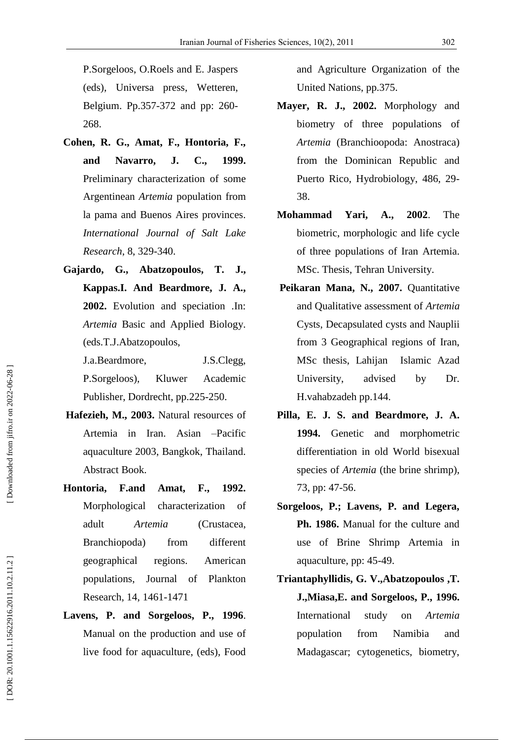P.Sorgeloos, O.Roels and E. Jaspers (eds), Universa press, Wetteren, Belgium. Pp.357-372 and pp: 260-268.

**Cohen, R. G., Amat, F., Hontoria, F., and Navarro, J. C., 1999.** Preliminary characterization of some Argentinean *Artemia* population from la pama and Buenos Aires provinces. *International Journal of Salt Lake Research*, 8, 329-340.

**Gajardo, G., Abatzopoulos, T. J., Kappas.I. And Beardmore, J. A., 2002.** Evolution and speciation .In: *Artemia* Basic and Applied Biology. (eds.T.J.Abatzopoulos, J.a.Beardmore, J.S.Clegg, P.Sorgeloos), Kluwer Academic Publisher, Dordrecht, pp.225-250.

**Hafezieh, M., 2003.** Natural resources of Artemia in Iran. Asian –Pacific aquaculture 2003, Bangkok, Thailand. Abstract Book.

**Hontoria, F.and Amat, F., 1992.** Morphological characterization of adult *Artemia* (Crustacea, Branchiopoda) from different geographical regions. American populations, Journal of Plankton Research, 14, 1461-1471

**Lavens, P. and Sorgeloos, P., 1996**. Manual on the production and use of live food for aquaculture, (eds), Food and Agriculture Organization of the United Nations, pp.375.

**Mayer, R. J., 2002.** Morphology and biometry of three populations of *Artemia* (Branchioopoda: Anostraca) from the Dominican Republic and Puerto Rico, Hydrobiology, 486, 29-38.

**Mohammad Yari, A., 2002**. The biometric, morphologic and life cycle of three populations of Iran Artemia. MSc. Thesis, Tehran University.

**Peikaran Mana, N., 2007.** Quantitative and Qualitative assessment of *Artemia* Cysts, Decapsulated cysts and Nauplii from 3 Geographical regions of Iran, MSc thesis, Lahijan Islamic Azad University, advised by Dr. H.vahabzadeh pp.144.

**Pilla, E. J. S. and Beardmore, J. A. 1994.** Genetic and morphometric differentiation in old World bisexual species of *Artemia* (the brine shrimp), 73, pp: 47-56.

**Sorgeloos, P.; Lavens, P. and Legera, Ph. 1986.** Manual for the culture and use of Brine Shrimp Artemia in aquaculture, pp: 45-49.

**Triantaphyllidis, G. V.,Abatzopoulos ,T. J.,Miasa,E. and Sorgeloos, P., 1996.** International study on *Artemia* population from Namibia and Madagascar; cytogenetics, biometry,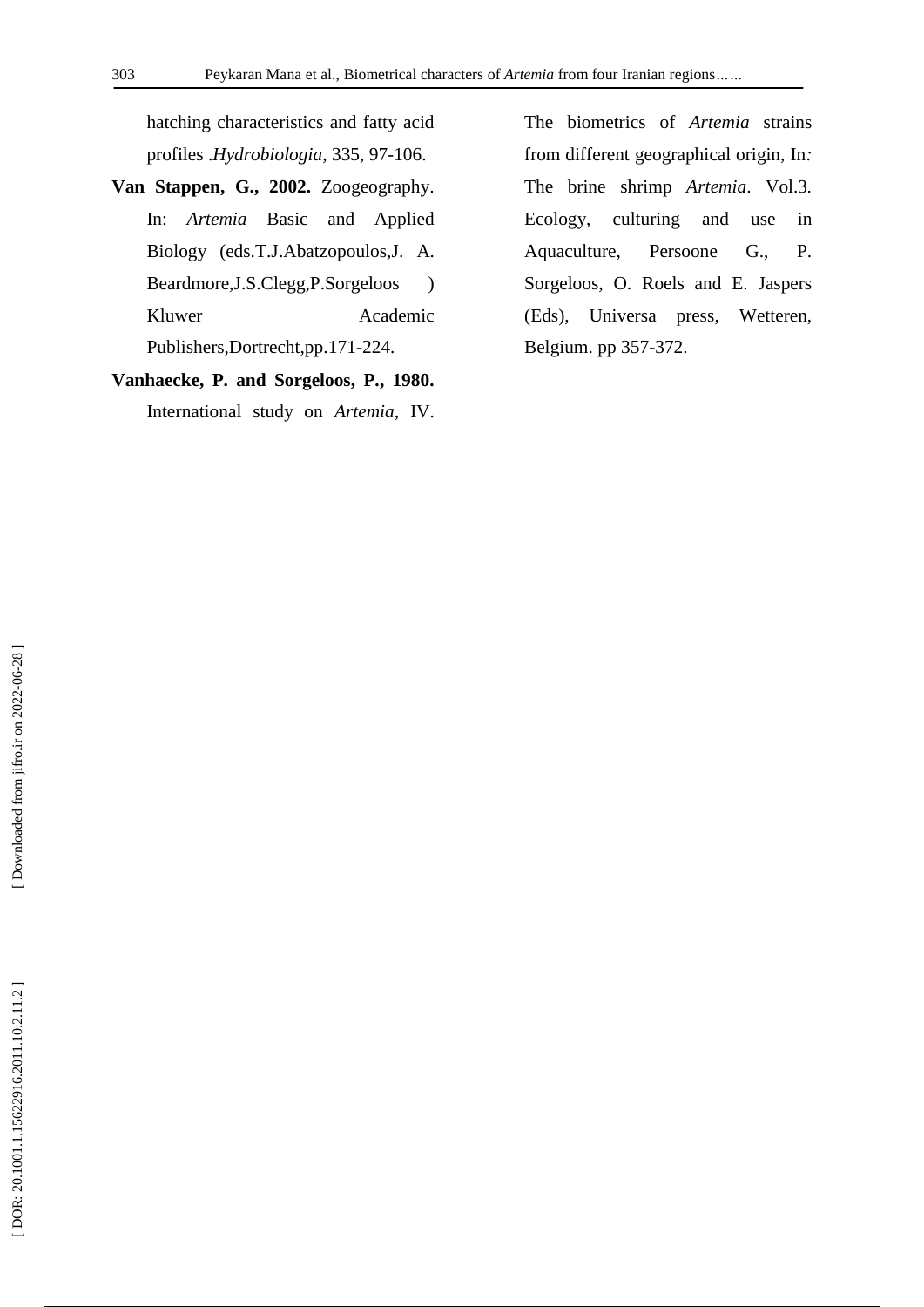hatching characteristics and fatty acid profiles .*Hydrobiologia*, 335, 97-106.

**Van Stappen, G., 2002.** Zoogeography. In: *Artemia* Basic and Applied Biology (eds.T.J.Abatzopoulos,J. A. Beardmore,J.S.Clegg,P.Sorgeloos ) Kluwer Academic Publishers,Dortrecht,pp.171-224.

**Vanhaecke, P. and Sorgeloos, P., 1980.** International study on *Artemia*, IV. The biometrics of *Artemia* strains from different geographical origin, In*:* The brine shrimp *Artemia*. Vol.3. Ecology, culturing and use in Aquaculture, Persoone G., P. Sorgeloos, O. Roels and E. Jaspers (Eds), Universa press, Wetteren, Belgium. pp 357-372.